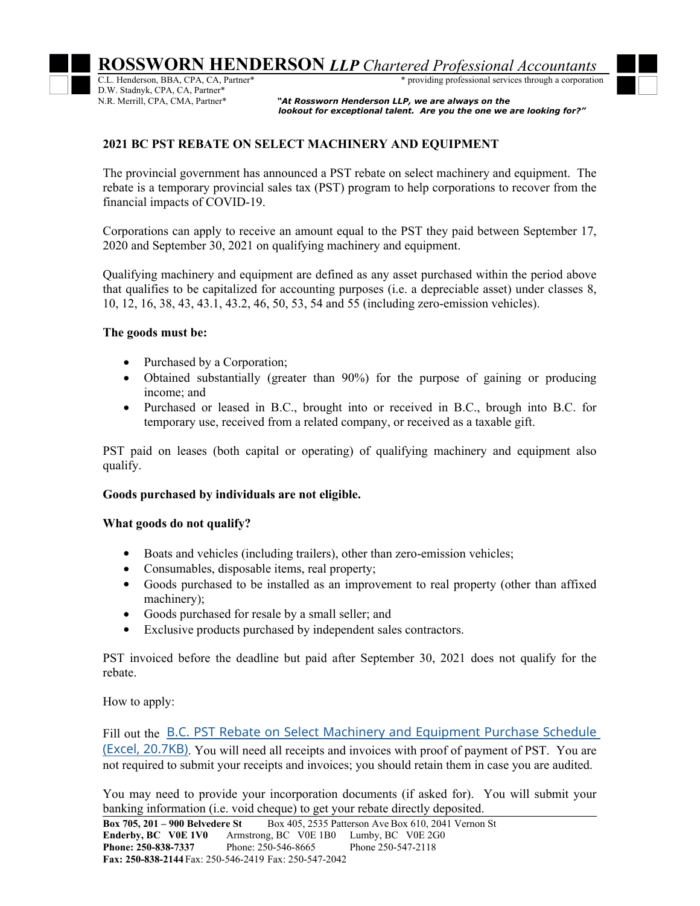# ROSSWORN HENDERSON *LLP Chartered Professional Accountants*

C.L. Henderson, BBA, CPA, CA, Partner*
D.W. Stadnyk, CPA, CA, Partner*
N.R. Merrill, CPA, CMA, Partner*

\* providing professional services through a corporation

***"At Rossworn Henderson LLP, we are always on the lookout for exceptional talent. Are you the one we are looking for?"***

## 2021 BC PST REBATE ON SELECT MACHINERY AND EQUIPMENT

The provincial government has announced a PST rebate on select machinery and equipment. The rebate is a temporary provincial sales tax (PST) program to help corporations to recover from the financial impacts of COVID-19.

Corporations can apply to receive an amount equal to the PST they paid between September 17, 2020 and September 30, 2021 on qualifying machinery and equipment.

Qualifying machinery and equipment are defined as any asset purchased within the period above that qualifies to be capitalized for accounting purposes (i.e. a depreciable asset) under classes 8, 10, 12, 16, 38, 43, 43.1, 43.2, 46, 50, 53, 54 and 55 (including zero-emission vehicles).

**The goods must be:**

- Purchased by a Corporation;
- Obtained substantially (greater than 90%) for the purpose of gaining or producing income; and
- Purchased or leased in B.C., brought into or received in B.C., brough into B.C. for temporary use, received from a related company, or received as a taxable gift.

PST paid on leases (both capital or operating) of qualifying machinery and equipment also qualify.

**Goods purchased by individuals are not eligible.**

**What goods do not qualify?**

- Boats and vehicles (including trailers), other than zero-emission vehicles;
- Consumables, disposable items, real property;
- Goods purchased to be installed as an improvement to real property (other than affixed machinery);
- Goods purchased for resale by a small seller; and
- Exclusive products purchased by independent sales contractors.

PST invoiced before the deadline but paid after September 30, 2021 does not qualify for the rebate.

How to apply:

Fill out the B.C. PST Rebate on Select Machinery and Equipment Purchase Schedule (Excel, 20.7KB). You will need all receipts and invoices with proof of payment of PST. You are not required to submit your receipts and invoices; you should retain them in case you are audited.

You may need to provide your incorporation documents (if asked for). You will submit your banking information (i.e. void cheque) to get your rebate directly deposited.

**Box 705, 201 – 900 Belvedere St**
**Enderby, BC V0E 1V0**
**Phone: 250-838-7337**
**Fax: 250-838-2144**

Box 405, 2535 Patterson Ave
Armstrong, BC V0E 1B0
Phone: 250-546-8665
Fax: 250-546-2419

Box 610, 2041 Vernon St
Lumby, BC V0E 2G0
Phone 250-547-2118
Fax: 250-547-2042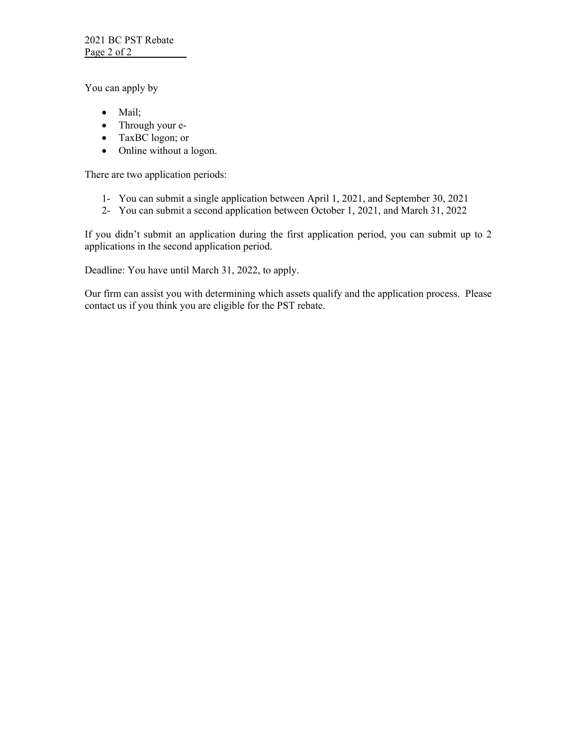You can apply by

- Mail;
- Through your e-
- TaxBC logon; or
- Online without a logon.

There are two application periods:

1- You can submit a single application between April 1, 2021, and September 30, 2021
2- You can submit a second application between October 1, 2021, and March 31, 2022

If you didn't submit an application during the first application period, you can submit up to 2 applications in the second application period.

Deadline: You have until March 31, 2022, to apply.

Our firm can assist you with determining which assets qualify and the application process. Please contact us if you think you are eligible for the PST rebate.